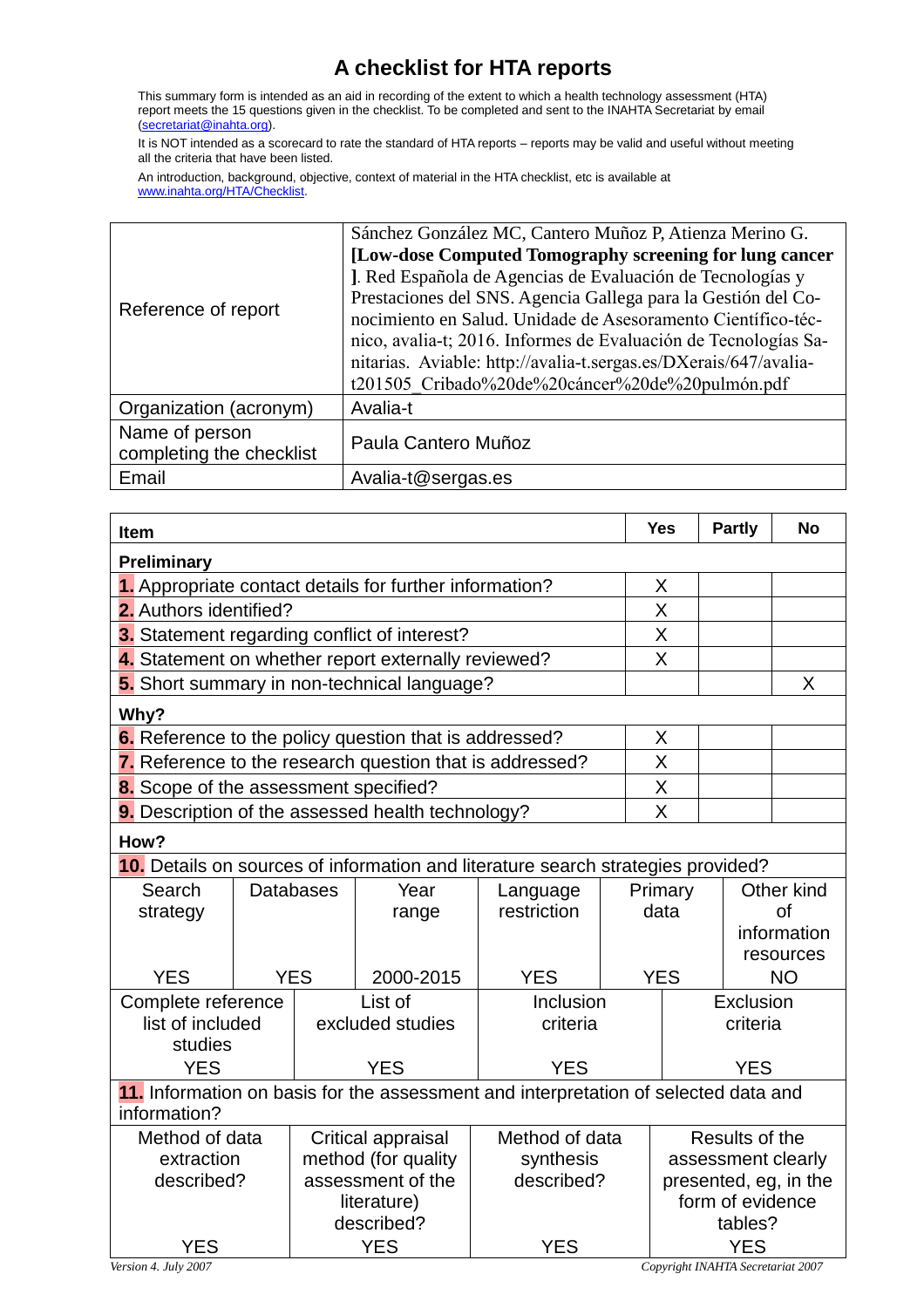# A checklist for HTA reports

This summary form is intended as an aid in recording of the extent to which a health technology assessment (HTA) report meets the 15 questions given in the checklist. To be completed and sent to the INAHTA Secretariat by email (secretariat@inahta.org).

It is NOT intended as a scorecard to rate the standard of HTA reports – reports may be valid and useful without meeting all the criteria that have been listed.

An introduction, background, objective, context of material in the HTA checklist, etc is available at www.inahta.org/HTA/Checklist.

| | |
|---|---|
| Reference of report | Sánchez González MC, Cantero Muñoz P, Atienza Merino G. **[Low-dose Computed Tomography screening for lung cancer ]**. Red Española de Agencias de Evaluación de Tecnologías y Prestaciones del SNS. Agencia Gallega para la Gestión del Conocimiento en Salud. Unidade de Asesoramento Científico-técnico, avalia-t; 2016. Informes de Evaluación de Tecnologías Sanitarias. Aviable: http://avalia-t.sergas.es/DXerais/647/avalia-t201505_Cribado%20de%20cáncer%20de%20pulmón.pdf |
| Organization (acronym) | Avalia-t |
| Name of person completing the checklist | Paula Cantero Muñoz |
| Email | Avalia-t@sergas.es |

| Item | Yes | Partly | No |
|---|---|---|---|
| **Preliminary** | | | |
| **1.** Appropriate contact details for further information? | X | | |
| **2.** Authors identified? | X | | |
| **3.** Statement regarding conflict of interest? | X | | |
| **4.** Statement on whether report externally reviewed? | X | | |
| **5.** Short summary in non-technical language? | | | X |
| **Why?** | | | |
| **6.** Reference to the policy question that is addressed? | X | | |
| **7.** Reference to the research question that is addressed? | X | | |
| **8.** Scope of the assessment specified? | X | | |
| **9.** Description of the assessed health technology? | X | | |
| **How?** | | | |

**10.** Details on sources of information and literature search strategies provided?

| Search strategy | Databases | Year range | Language restriction | Primary data | Other kind of information resources |
|---|---|---|---|---|---|
| YES | YES | 2000-2015 | YES | YES | NO |

| Complete reference list of included studies | List of excluded studies | Inclusion criteria | Exclusion criteria |
|---|---|---|---|
| YES | YES | YES | YES |

**11.** Information on basis for the assessment and interpretation of selected data and information?

| Method of data extraction described? | Critical appraisal method (for quality assessment of the literature) described? | Method of data synthesis described? | Results of the assessment clearly presented, eg, in the form of evidence tables? |
|---|---|---|---|
| YES | YES | YES | YES |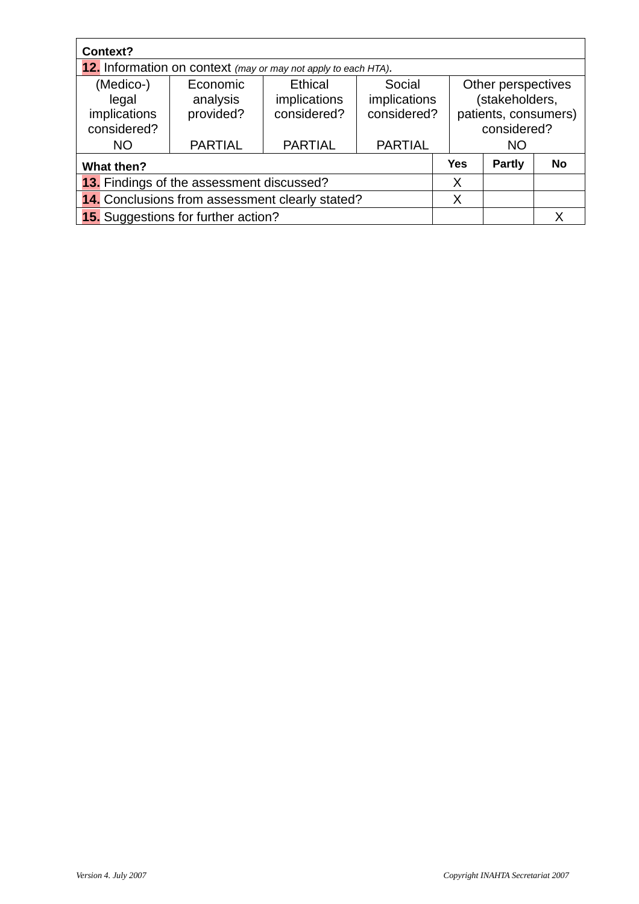| | | | | | | |
|---|---|---|---|---|---|---|
| **Context?** | | | | | | |
| **12.** Information on context *(may or may not apply to each HTA)*. | | | | | | |
| (Medico-) legal implications considered? | Economic analysis provided? | Ethical implications considered? | Social implications considered? | Other perspectives (stakeholders, patients, consumers) considered? | | |
| NO | PARTIAL | PARTIAL | PARTIAL | NO | | |
| **What then?** | | | | **Yes** | **Partly** | **No** |
| **13.** Findings of the assessment discussed? | | | | X | | |
| **14.** Conclusions from assessment clearly stated? | | | | X | | |
| **15.** Suggestions for further action? | | | | | | X |

*Version 4. July 2007* *Copyright INAHTA Secretariat 2007*